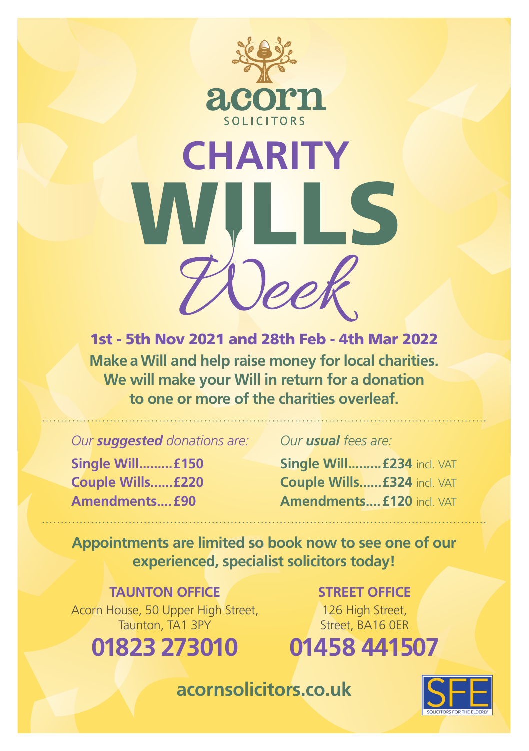acorn
SOLICITORS

# CHARITY WILLS *Week*

**1st - 5th Nov 2021 and 28th Feb - 4th Mar 2022**

**Make a Will and help raise money for local charities. We will make your Will in return for a donation to one or more of the charities overleaf.**

*Our **suggested** donations are:*

**Single Will.........£150**
**Couple Wills......£220**
**Amendments....£90**

*Our **usual** fees are:*

**Single Will.........£234** incl. VAT
**Couple Wills......£324** incl. VAT
**Amendments....£120** incl. VAT

**Appointments are limited so book now to see one of our experienced, specialist solicitors today!**

**TAUNTON OFFICE**
Acorn House, 50 Upper High Street, Taunton, TA1 3PY
**01823 273010**

**STREET OFFICE**
126 High Street, Street, BA16 0ER
**01458 441507**

**acornsolicitors.co.uk**

SFE
SOLICITORS FOR THE ELDERLY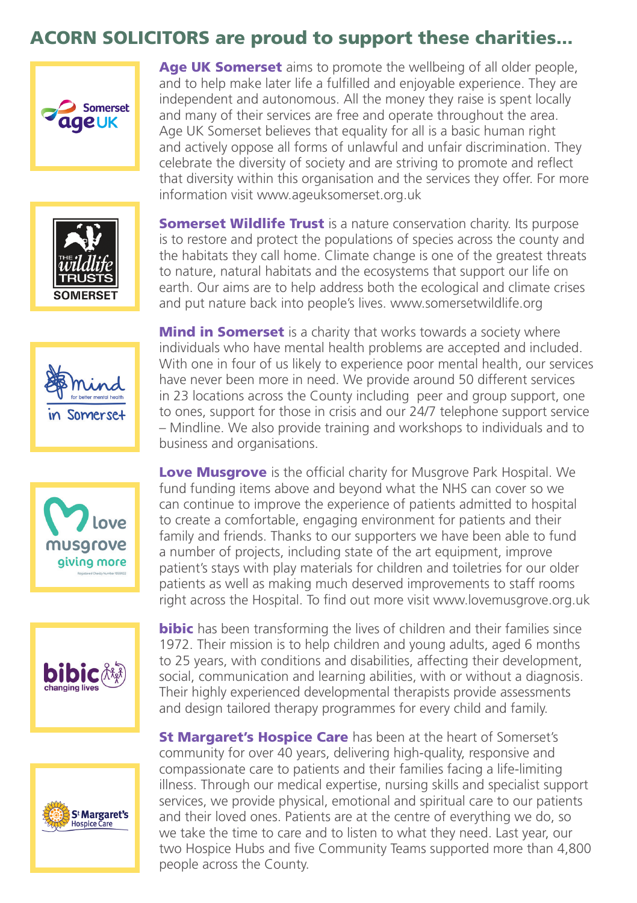## ACORN SOLICITORS are proud to support these charities...

**Age UK Somerset** aims to promote the wellbeing of all older people, and to help make later life a fulfilled and enjoyable experience. They are independent and autonomous. All the money they raise is spent locally and many of their services are free and operate throughout the area. Age UK Somerset believes that equality for all is a basic human right and actively oppose all forms of unlawful and unfair discrimination. They celebrate the diversity of society and are striving to promote and reflect that diversity within this organisation and the services they offer. For more information visit www.ageuksomerset.org.uk

**Somerset Wildlife Trust** is a nature conservation charity. Its purpose is to restore and protect the populations of species across the county and the habitats they call home. Climate change is one of the greatest threats to nature, natural habitats and the ecosystems that support our life on earth. Our aims are to help address both the ecological and climate crises and put nature back into people's lives. www.somersetwildlife.org

**Mind in Somerset** is a charity that works towards a society where individuals who have mental health problems are accepted and included. With one in four of us likely to experience poor mental health, our services have never been more in need. We provide around 50 different services in 23 locations across the County including peer and group support, one to ones, support for those in crisis and our 24/7 telephone support service – Mindline. We also provide training and workshops to individuals and to business and organisations.

**Love Musgrove** is the official charity for Musgrove Park Hospital. We fund funding items above and beyond what the NHS can cover so we can continue to improve the experience of patients admitted to hospital to create a comfortable, engaging environment for patients and their family and friends. Thanks to our supporters we have been able to fund a number of projects, including state of the art equipment, improve patient's stays with play materials for children and toiletries for our older patients as well as making much deserved improvements to staff rooms right across the Hospital. To find out more visit www.lovemusgrove.org.uk

**bibic** has been transforming the lives of children and their families since 1972. Their mission is to help children and young adults, aged 6 months to 25 years, with conditions and disabilities, affecting their development, social, communication and learning abilities, with or without a diagnosis. Their highly experienced developmental therapists provide assessments and design tailored therapy programmes for every child and family.

**St Margaret's Hospice Care** has been at the heart of Somerset's community for over 40 years, delivering high-quality, responsive and compassionate care to patients and their families facing a life-limiting illness. Through our medical expertise, nursing skills and specialist support services, we provide physical, emotional and spiritual care to our patients and their loved ones. Patients are at the centre of everything we do, so we take the time to care and to listen to what they need. Last year, our two Hospice Hubs and five Community Teams supported more than 4,800 people across the County.